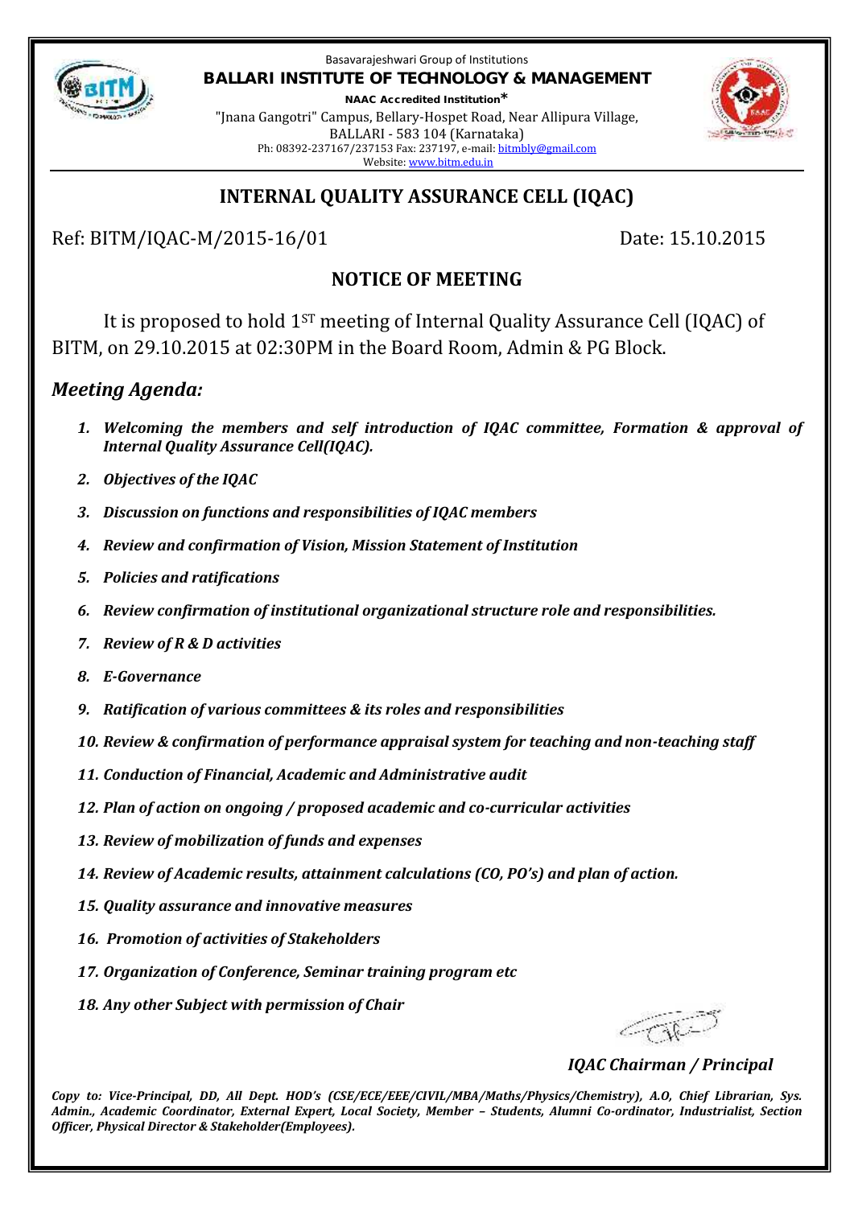Basavarajeshwari Group of Institutions

**BALLARI INSTITUTE OF TECHNOLOGY & MANAGEMENT**

**NAAC Accredited Institution***

"Jnana Gangotri" Campus, Bellary-Hospet Road, Near Allipura Village,
BALLARI - 583 104 (Karnataka)
Ph: 08392-237167/237153 Fax: 237197, e-mail: bitmbly@gmail.com
Website: www.bitm.edu.in

## INTERNAL QUALITY ASSURANCE CELL (IQAC)

Ref: BITM/IQAC-M/2015-16/01 Date: 15.10.2015

### NOTICE OF MEETING

It is proposed to hold 1ST meeting of Internal Quality Assurance Cell (IQAC) of BITM, on 29.10.2015 at 02:30PM in the Board Room, Admin & PG Block.

### *Meeting Agenda:*

1. ***Welcoming the members and self introduction of IQAC committee, Formation & approval of Internal Quality Assurance Cell(IQAC).***
2. ***Objectives of the IQAC***
3. ***Discussion on functions and responsibilities of IQAC members***
4. ***Review and confirmation of Vision, Mission Statement of Institution***
5. ***Policies and ratifications***
6. ***Review confirmation of institutional organizational structure role and responsibilities.***
7. ***Review of R & D activities***
8. ***E-Governance***
9. ***Ratification of various committees & its roles and responsibilities***
10. ***Review & confirmation of performance appraisal system for teaching and non-teaching staff***
11. ***Conduction of Financial, Academic and Administrative audit***
12. ***Plan of action on ongoing / proposed academic and co-curricular activities***
13. ***Review of mobilization of funds and expenses***
14. ***Review of Academic results, attainment calculations (CO, PO's) and plan of action.***
15. ***Quality assurance and innovative measures***
16. ***Promotion of activities of Stakeholders***
17. ***Organization of Conference, Seminar training program etc***
18. ***Any other Subject with permission of Chair***

***IQAC Chairman / Principal***

***Copy to: Vice-Principal, DD, All Dept. HOD's (CSE/ECE/EEE/CIVIL/MBA/Maths/Physics/Chemistry), A.O, Chief Librarian, Sys. Admin., Academic Coordinator, External Expert, Local Society, Member – Students, Alumni Co-ordinator, Industrialist, Section Officer, Physical Director & Stakeholder(Employees).***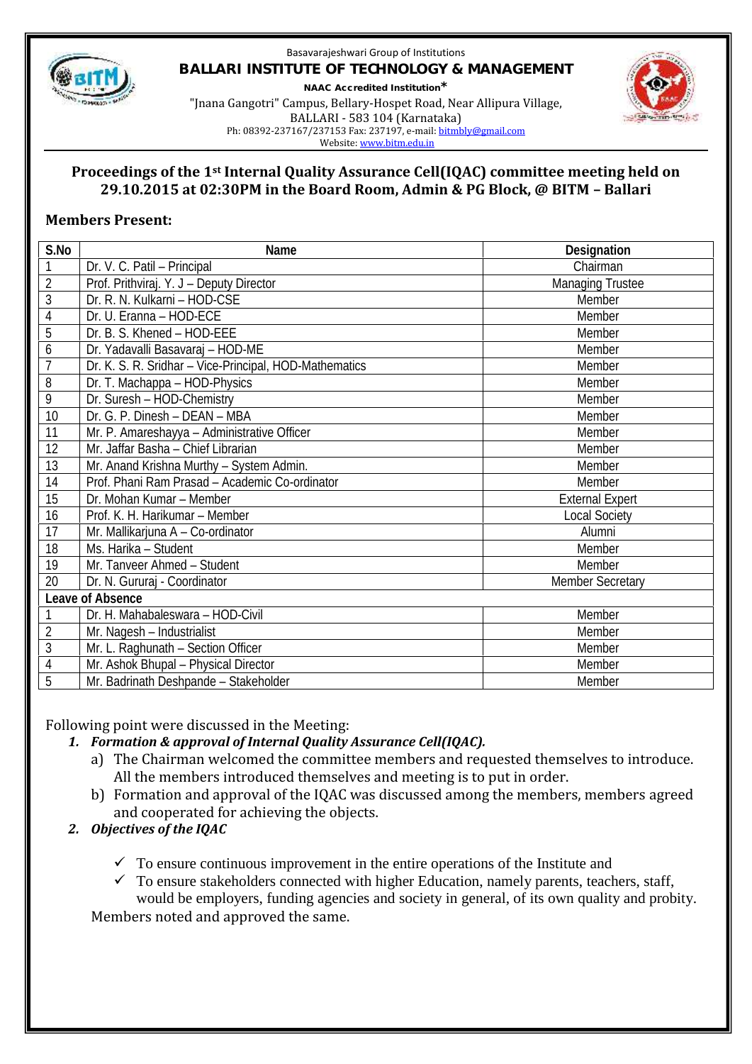Basavarajeshwari Group of Institutions

**BALLARI INSTITUTE OF TECHNOLOGY & MANAGEMENT**

**NAAC Accredited Institution***

"Jnana Gangotri" Campus, Bellary-Hospet Road, Near Allipura Village,
BALLARI - 583 104 (Karnataka)
Ph: 08392-237167/237153 Fax: 237197, e-mail: bitmbly@gmail.com
Website: www.bitm.edu.in

## Proceedings of the 1st Internal Quality Assurance Cell(IQAC) committee meeting held on 29.10.2015 at 02:30PM in the Board Room, Admin & PG Block, @ BITM – Ballari

### Members Present:

| S.No | Name | Designation |
|---|---|---|
| 1 | Dr. V. C. Patil – Principal | Chairman |
| 2 | Prof. Prithviraj. Y. J – Deputy Director | Managing Trustee |
| 3 | Dr. R. N. Kulkarni – HOD-CSE | Member |
| 4 | Dr. U. Eranna – HOD-ECE | Member |
| 5 | Dr. B. S. Khened – HOD-EEE | Member |
| 6 | Dr. Yadavalli Basavaraj – HOD-ME | Member |
| 7 | Dr. K. S. R. Sridhar – Vice-Principal, HOD-Mathematics | Member |
| 8 | Dr. T. Machappa – HOD-Physics | Member |
| 9 | Dr. Suresh – HOD-Chemistry | Member |
| 10 | Dr. G. P. Dinesh – DEAN – MBA | Member |
| 11 | Mr. P. Amareshayya – Administrative Officer | Member |
| 12 | Mr. Jaffar Basha – Chief Librarian | Member |
| 13 | Mr. Anand Krishna Murthy – System Admin. | Member |
| 14 | Prof. Phani Ram Prasad – Academic Co-ordinator | Member |
| 15 | Dr. Mohan Kumar – Member | External Expert |
| 16 | Prof. K. H. Harikumar – Member | Local Society |
| 17 | Mr. Mallikarjuna A – Co-ordinator | Alumni |
| 18 | Ms. Harika – Student | Member |
| 19 | Mr. Tanveer Ahmed – Student | Member |
| 20 | Dr. N. Gururaj - Coordinator | Member Secretary |
| **Leave of Absence** | | |
| 1 | Dr. H. Mahabaleswara – HOD-Civil | Member |
| 2 | Mr. Nagesh – Industrialist | Member |
| 3 | Mr. L. Raghunath – Section Officer | Member |
| 4 | Mr. Ashok Bhupal – Physical Director | Member |
| 5 | Mr. Badrinath Deshpande – Stakeholder | Member |

Following point were discussed in the Meeting:

1. ***Formation & approval of Internal Quality Assurance Cell(IQAC).***
   a) The Chairman welcomed the committee members and requested themselves to introduce. All the members introduced themselves and meeting is to put in order.
   b) Formation and approval of the IQAC was discussed among the members, members agreed and cooperated for achieving the objects.
2. ***Objectives of the IQAC***
   - ✓ To ensure continuous improvement in the entire operations of the Institute and
   - ✓ To ensure stakeholders connected with higher Education, namely parents, teachers, staff, would be employers, funding agencies and society in general, of its own quality and probity.

   Members noted and approved the same.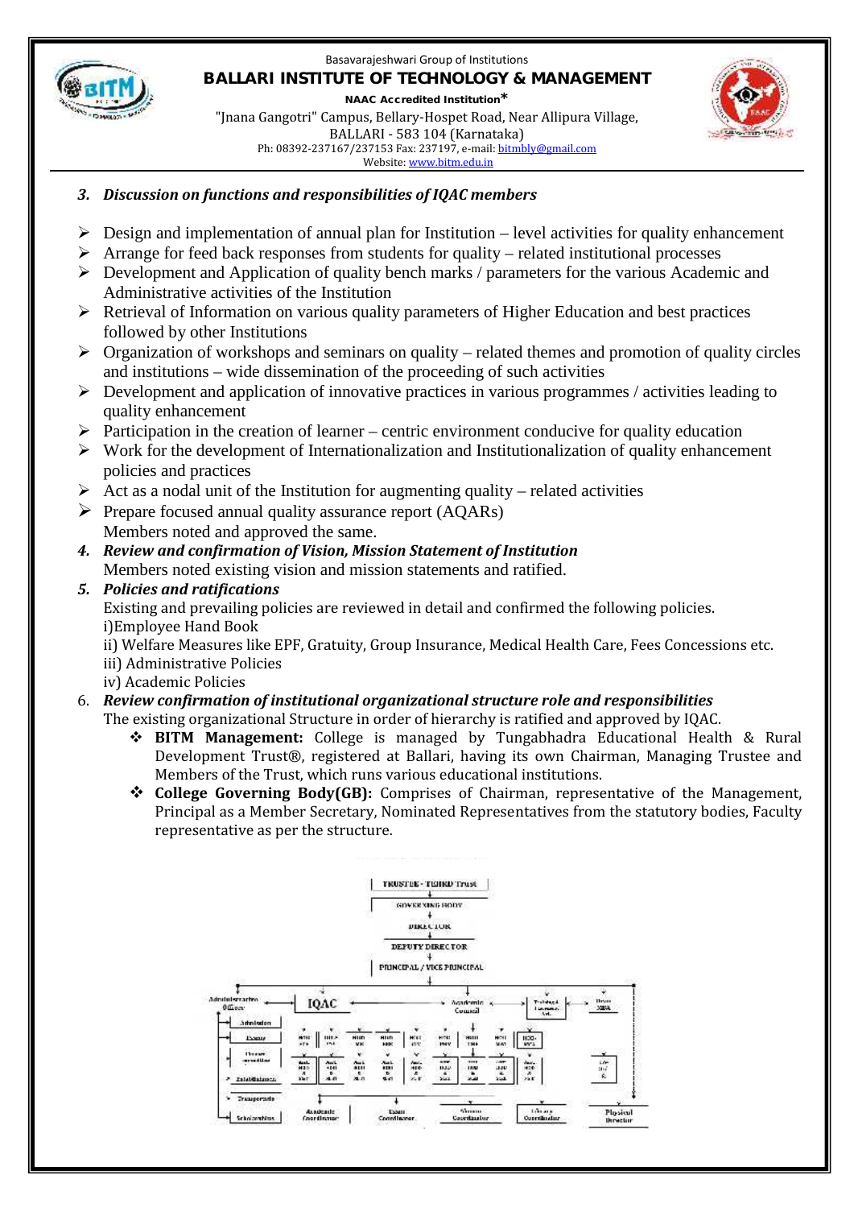3. ***Discussion on functions and responsibilities of IQAC members***

- Design and implementation of annual plan for Institution – level activities for quality enhancement
- Arrange for feed back responses from students for quality – related institutional processes
- Development and Application of quality bench marks / parameters for the various Academic and Administrative activities of the Institution
- Retrieval of Information on various quality parameters of Higher Education and best practices followed by other Institutions
- Organization of workshops and seminars on quality – related themes and promotion of quality circles and institutions – wide dissemination of the proceeding of such activities
- Development and application of innovative practices in various programmes / activities leading to quality enhancement
- Participation in the creation of learner – centric environment conducive for quality education
- Work for the development of Internationalization and Institutionalization of quality enhancement policies and practices
- Act as a nodal unit of the Institution for augmenting quality – related activities
- Prepare focused annual quality assurance report (AQARs)

Members noted and approved the same.

4. ***Review and confirmation of Vision, Mission Statement of Institution***

Members noted existing vision and mission statements and ratified.

5. ***Policies and ratifications***

Existing and prevailing policies are reviewed in detail and confirmed the following policies.
i)Employee Hand Book
ii) Welfare Measures like EPF, Gratuity, Group Insurance, Medical Health Care, Fees Concessions etc.
iii) Administrative Policies
iv) Academic Policies

6. ***Review confirmation of institutional organizational structure role and responsibilities***

The existing organizational Structure in order of hierarchy is ratified and approved by IQAC.

- **BITM Management:** College is managed by Tungabhadra Educational Health & Rural Development Trust®, registered at Ballari, having its own Chairman, Managing Trustee and Members of the Trust, which runs various educational institutions.
- **College Governing Body(GB):** Comprises of Chairman, representative of the Management, Principal as a Member Secretary, Nominated Representatives from the statutory bodies, Faculty representative as per the structure.

TRUSTEE - TEHRD Trust
GOVERNING BODY
DIRECTOR
DEPUTY DIRECTOR
PRINCIPAL / VICE PRINCIPAL

Administrative Officer | IQAC | Academic Council | Technical Committee | Dean MBA
Admission, Exams, Finance, Establishment, Transport, Scholarships
Academic Coordinator | Exam Coordinator | Alumni Coordinator | Library Coordinator | Physical Director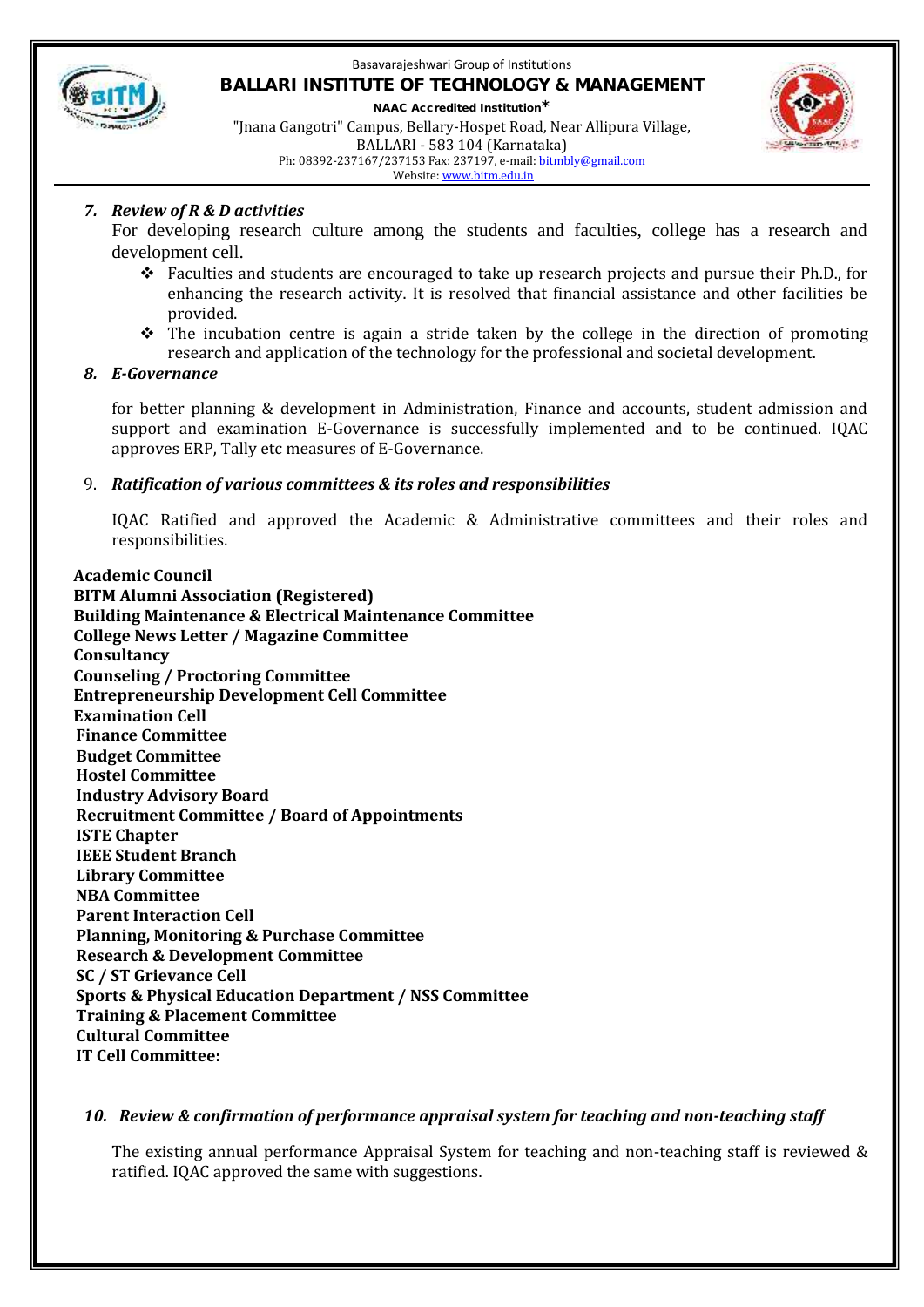7. ***Review of R & D activities***

   For developing research culture among the students and faculties, college has a research and development cell.

   - Faculties and students are encouraged to take up research projects and pursue their Ph.D., for enhancing the research activity. It is resolved that financial assistance and other facilities be provided.
   - The incubation centre is again a stride taken by the college in the direction of promoting research and application of the technology for the professional and societal development.

8. ***E-Governance***

   for better planning & development in Administration, Finance and accounts, student admission and support and examination E-Governance is successfully implemented and to be continued. IQAC approves ERP, Tally etc measures of E-Governance.

9. ***Ratification of various committees & its roles and responsibilities***

   IQAC Ratified and approved the Academic & Administrative committees and their roles and responsibilities.

**Academic Council**
**BITM Alumni Association (Registered)**
**Building Maintenance & Electrical Maintenance Committee**
**College News Letter / Magazine Committee**
**Consultancy**
**Counseling / Proctoring Committee**
**Entrepreneurship Development Cell Committee**
**Examination Cell**
**Finance Committee**
**Budget Committee**
**Hostel Committee**
**Industry Advisory Board**
**Recruitment Committee / Board of Appointments**
**ISTE Chapter**
**IEEE Student Branch**
**Library Committee**
**NBA Committee**
**Parent Interaction Cell**
**Planning, Monitoring & Purchase Committee**
**Research & Development Committee**
**SC / ST Grievance Cell**
**Sports & Physical Education Department / NSS Committee**
**Training & Placement Committee**
**Cultural Committee**
**IT Cell Committee:**

10. ***Review & confirmation of performance appraisal system for teaching and non-teaching staff***

    The existing annual performance Appraisal System for teaching and non-teaching staff is reviewed & ratified. IQAC approved the same with suggestions.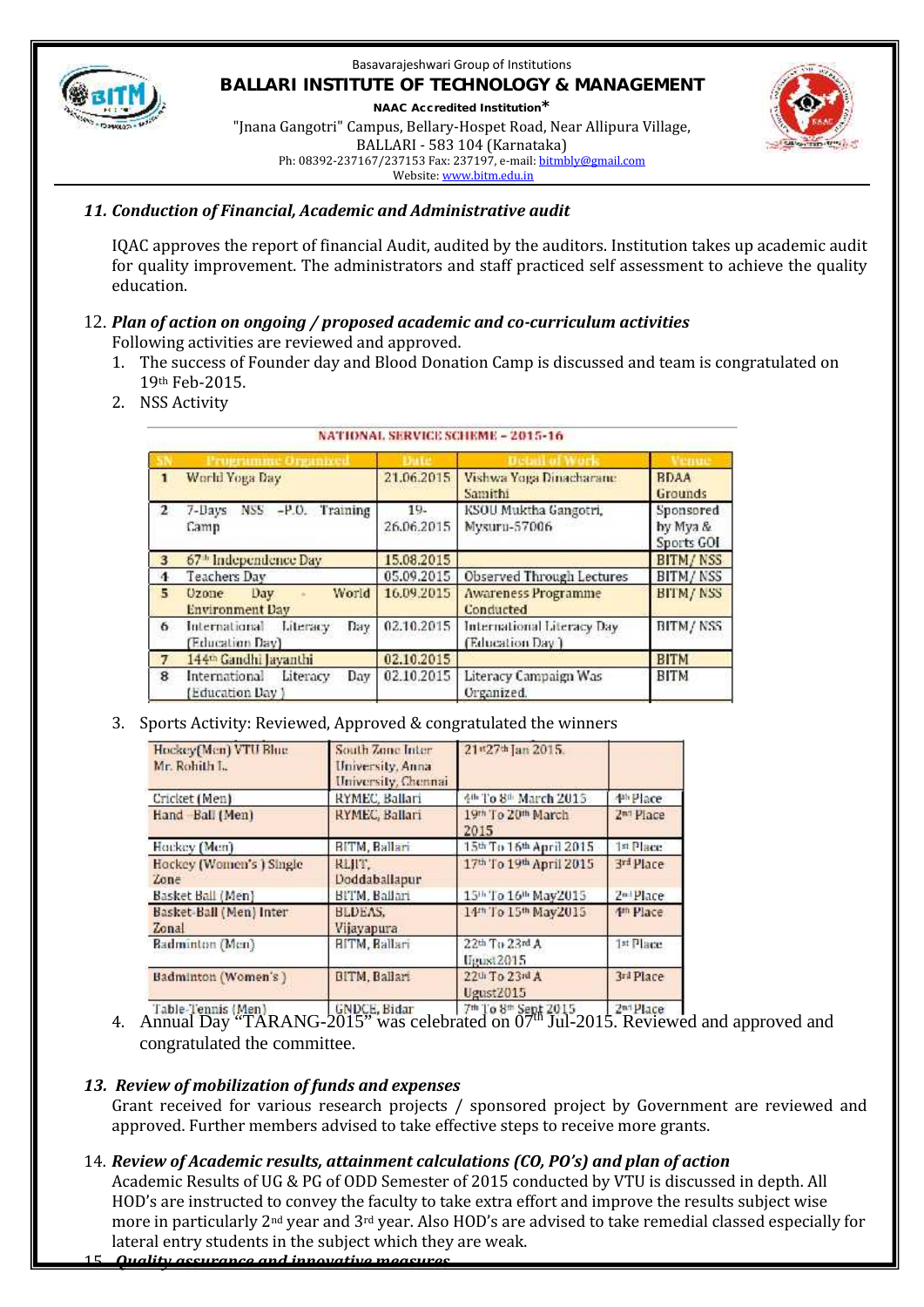### 11. Conduction of Financial, Academic and Administrative audit

IQAC approves the report of financial Audit, audited by the auditors. Institution takes up academic audit for quality improvement. The administrators and staff practiced self assessment to achieve the quality education.

### 12. Plan of action on ongoing / proposed academic and co-curriculum activities

Following activities are reviewed and approved.

1. The success of Founder day and Blood Donation Camp is discussed and team is congratulated on 19th Feb-2015.
2. NSS Activity

NATIONAL SERVICE SCHEME – 2015-16

| SN | Programme Organized | Date | Detail of Work | Venue |
|---|---|---|---|---|
| 1 | World Yoga Day | 21.06.2015 | Vishwa Yoga Dinacharane Samithi | BDAA Grounds |
| 2 | 7-Days NSS -P.O. Training Camp | 19-26.06.2015 | KSOU Muktha Gangotri, Mysuru-57006 | Sponsored by Mya & Sports GOI |
| 3 | 67th Independence Day | 15.08.2015 | | BITM/ NSS |
| 4 | Teachers Day | 05.09.2015 | Observed Through Lectures | BITM/ NSS |
| 5 | Ozone Day - World Environment Day | 16.09.2015 | Awareness Programme Conducted | BITM/ NSS |
| 6 | International Literacy Day (Education Day) | 02.10.2015 | International Literacy Day (Education Day) | BITM/ NSS |
| 7 | 144th Gandhi Jayanthi | 02.10.2015 | | BITM |
| 8 | International Literacy Day (Education Day) | 02.10.2015 | Literacy Campaign Was Organized. | BITM |

3. Sports Activity: Reviewed, Approved & congratulated the winners

| | | | |
|---|---|---|---|
| Hockey(Men) VTU Blue Mr. Rohith L. | South Zone Inter University, Anna University, Chennai | 21st27th Jan 2015. | |
| Cricket (Men) | RYMEC, Ballari | 4th To 8th March 2015 | 4th Place |
| Hand Ball (Men) | RYMEC, Ballari | 19th To 20th March 2015 | 2nd Place |
| Hockey (Men) | BITM, Ballari | 15th To 16th April 2015 | 1st Place |
| Hockey (Women's ) Single Zone | RLJIT, Doddaballapur | 17th To 19th April 2015 | 3rd Place |
| Basket Ball (Men) | BITM, Ballari | 15th To 16th May2015 | 2nd Place |
| Basket-Ball (Men) Inter Zonal | BLDEAS, Vijayapura | 14th To 15th May2015 | 4th Place |
| Badminton (Men) | BITM, Ballari | 22th To 23rd A Ugust2015 | 1st Place |
| Badminton (Women's ) | BITM, Ballari | 22th To 23rd A Ugust2015 | 3rd Place |
| Table-Tennis (Men) | GNDCE, Bidar | 7th To 8th Sept 2015 | 2nd Place |

4. Annual Day "TARANG-2015" was celebrated on 07th Jul-2015. Reviewed and approved and congratulated the committee.

### 13. Review of mobilization of funds and expenses

Grant received for various research projects / sponsored project by Government are reviewed and approved. Further members advised to take effective steps to receive more grants.

### 14. Review of Academic results, attainment calculations (CO, PO's) and plan of action

Academic Results of UG & PG of ODD Semester of 2015 conducted by VTU is discussed in depth. All HOD's are instructed to convey the faculty to take extra effort and improve the results subject wise more in particularly 2nd year and 3rd year. Also HOD's are advised to take remedial classed especially for lateral entry students in the subject which they are weak.

### 15. Quality assurance and innovative measures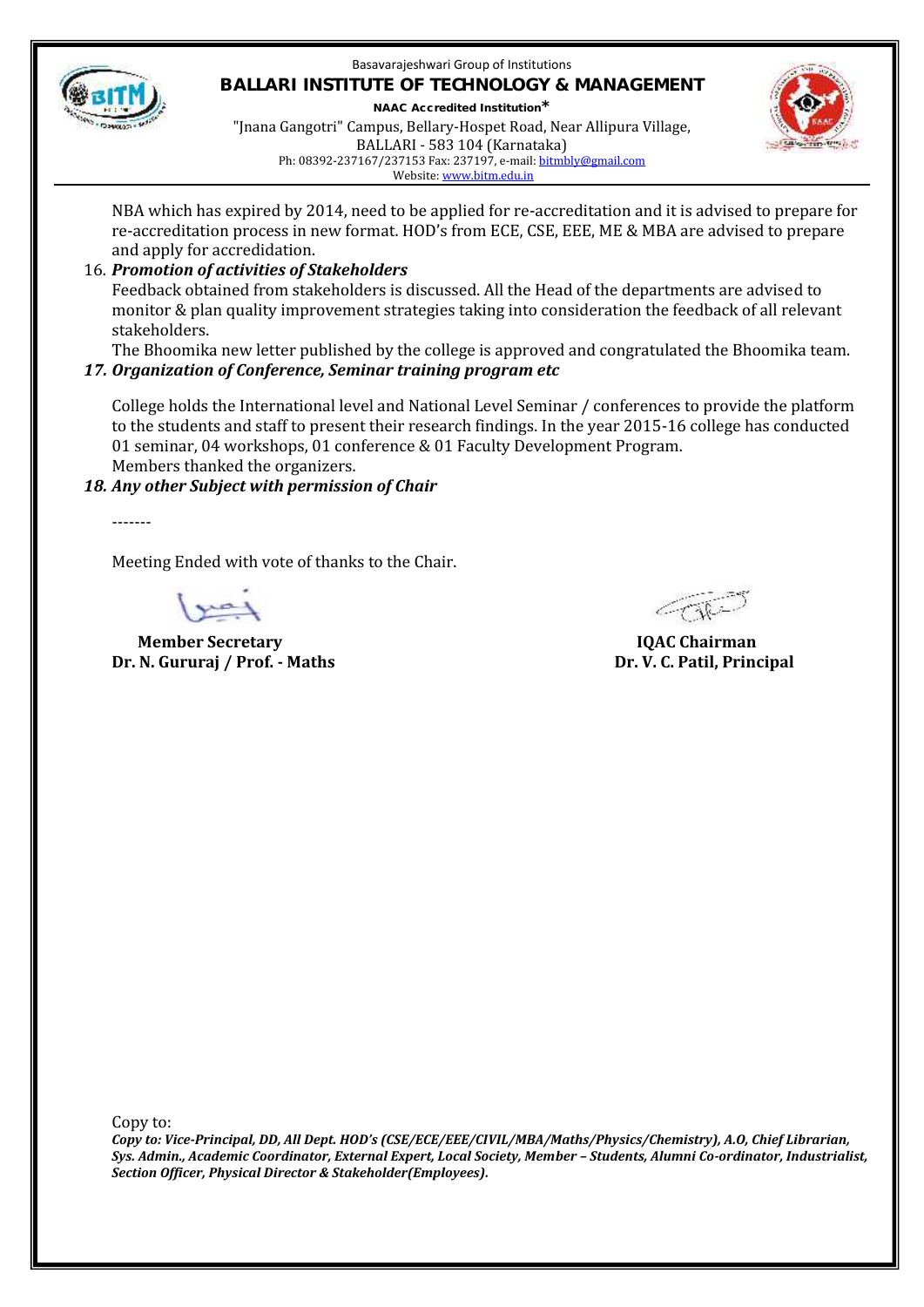NBA which has expired by 2014, need to be applied for re-accreditation and it is advised to prepare for re-accreditation process in new format. HOD's from ECE, CSE, EEE, ME & MBA are advised to prepare and apply for accreditation.

16. ***Promotion of activities of Stakeholders***

    Feedback obtained from stakeholders is discussed. All the Head of the departments are advised to monitor & plan quality improvement strategies taking into consideration the feedback of all relevant stakeholders.

    The Bhoomika new letter published by the college is approved and congratulated the Bhoomika team.

17. ***Organization of Conference, Seminar training program etc***

    College holds the International level and National Level Seminar / conferences to provide the platform to the students and staff to present their research findings. In the year 2015-16 college has conducted 01 seminar, 04 workshops, 01 conference & 01 Faculty Development Program.

    Members thanked the organizers.

18. ***Any other Subject with permission of Chair***

    -------

Meeting Ended with vote of thanks to the Chair.

**Member Secretary**
**Dr. N. Gururaj / Prof. - Maths**

**IQAC Chairman**
**Dr. V. C. Patil, Principal**

Copy to:

***Copy to: Vice-Principal, DD, All Dept. HOD's (CSE/ECE/EEE/CIVIL/MBA/Maths/Physics/Chemistry), A.O, Chief Librarian, Sys. Admin., Academic Coordinator, External Expert, Local Society, Member – Students, Alumni Co-ordinator, Industrialist, Section Officer, Physical Director & Stakeholder(Employees).***